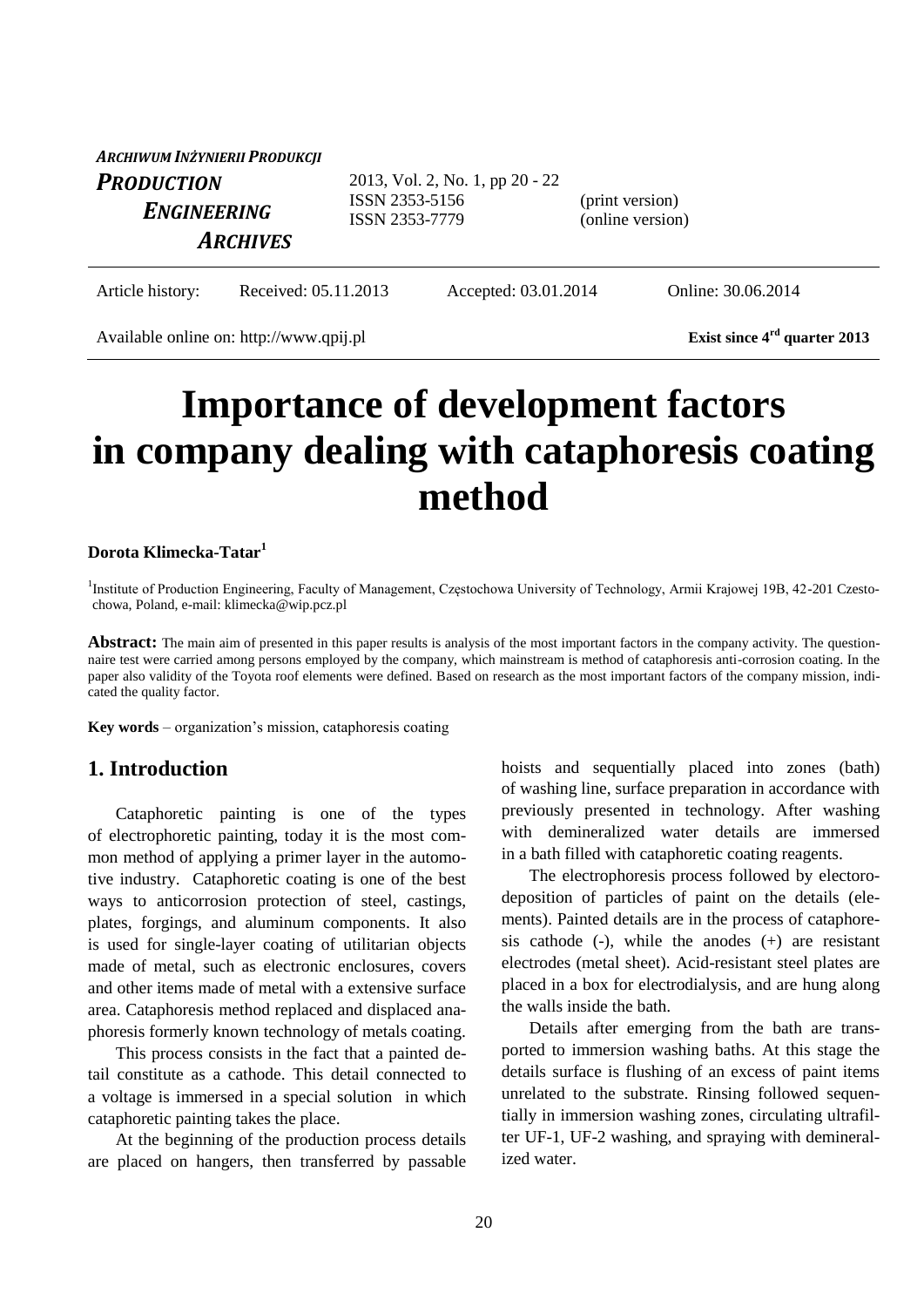*ARCHIWUM INŻYNIERII PRODUKCJI*

***PRODUCTION ENGINEERING ARCHIVES***

2013, Vol. 2, No. 1, pp 20 - 22
ISSN 2353-5156 (print version)
ISSN 2353-7779 (online version)

Article history: Received: 05.11.2013 Accepted: 03.01.2014 Online: 30.06.2014

Available online on: http://www.qpij.pl **Exist since 4rd quarter 2013**

# Importance of development factors in company dealing with cataphoresis coating method

**Dorota Klimecka-Tatar[1]**

[1]Institute of Production Engineering, Faculty of Management, Częstochowa University of Technology, Armii Krajowej 19B, 42-201 Czestochowa, Poland, e-mail: klimecka@wip.pcz.pl

**Abstract:** The main aim of presented in this paper results is analysis of the most important factors in the company activity. The questionnaire test were carried among persons employed by the company, which mainstream is method of cataphoresis anti-corrosion coating. In the paper also validity of the Toyota roof elements were defined. Based on research as the most important factors of the company mission, indicated the quality factor.

**Key words** – organization's mission, cataphoresis coating

## 1. Introduction

Cataphoretic painting is one of the types of electrophoretic painting, today it is the most common method of applying a primer layer in the automotive industry. Cataphoretic coating is one of the best ways to anticorrosion protection of steel, castings, plates, forgings, and aluminum components. It also is used for single-layer coating of utilitarian objects made of metal, such as electronic enclosures, covers and other items made of metal with a extensive surface area. Cataphoresis method replaced and displaced anaphoresis formerly known technology of metals coating.

This process consists in the fact that a painted detail constitute as a cathode. This detail connected to a voltage is immersed in a special solution in which cataphoretic painting takes the place.

At the beginning of the production process details are placed on hangers, then transferred by passable hoists and sequentially placed into zones (bath) of washing line, surface preparation in accordance with previously presented in technology. After washing with demineralized water details are immersed in a bath filled with cataphoretic coating reagents.

The electrophoresis process followed by electorodeposition of particles of paint on the details (elements). Painted details are in the process of cataphoresis cathode (-), while the anodes (+) are resistant electrodes (metal sheet). Acid-resistant steel plates are placed in a box for electrodialysis, and are hung along the walls inside the bath.

Details after emerging from the bath are transported to immersion washing baths. At this stage the details surface is flushing of an excess of paint items unrelated to the substrate. Rinsing followed sequentially in immersion washing zones, circulating ultrafilter UF-1, UF-2 washing, and spraying with demineralized water.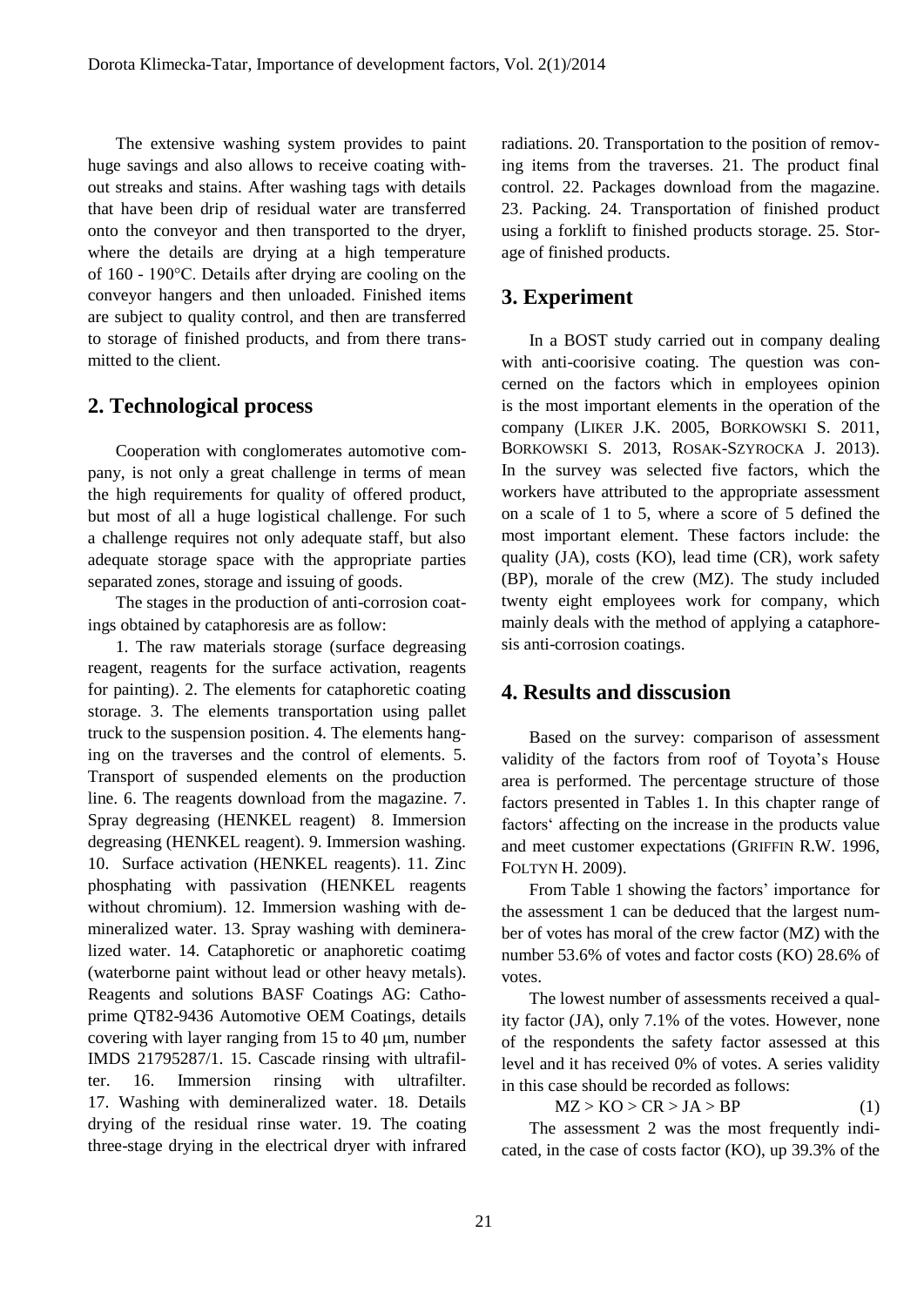The extensive washing system provides to paint huge savings and also allows to receive coating without streaks and stains. After washing tags with details that have been drip of residual water are transferred onto the conveyor and then transported to the dryer, where the details are drying at a high temperature of 160 - 190°C. Details after drying are cooling on the conveyor hangers and then unloaded. Finished items are subject to quality control, and then are transferred to storage of finished products, and from there transmitted to the client.

## 2. Technological process

Cooperation with conglomerates automotive company, is not only a great challenge in terms of mean the high requirements for quality of offered product, but most of all a huge logistical challenge. For such a challenge requires not only adequate staff, but also adequate storage space with the appropriate parties separated zones, storage and issuing of goods.

The stages in the production of anti-corrosion coatings obtained by cataphoresis are as follow:

1. The raw materials storage (surface degreasing reagent, reagents for the surface activation, reagents for painting). 2. The elements for cataphoretic coating storage. 3. The elements transportation using pallet truck to the suspension position. 4. The elements hanging on the traverses and the control of elements. 5. Transport of suspended elements on the production line. 6. The reagents download from the magazine. 7. Spray degreasing (HENKEL reagent) 8. Immersion degreasing (HENKEL reagent). 9. Immersion washing. 10. Surface activation (HENKEL reagents). 11. Zinc phosphating with passivation (HENKEL reagents without chromium). 12. Immersion washing with demineralized water. 13. Spray washing with demineralized water. 14. Cataphoretic or anaphoretic coatimg (waterborne paint without lead or other heavy metals). Reagents and solutions BASF Coatings AG: Cathoprime QT82-9436 Automotive OEM Coatings, details covering with layer ranging from 15 to 40 μm, number IMDS 21795287/1. 15. Cascade rinsing with ultrafilter. 16. Immersion rinsing with ultrafilter. 17. Washing with demineralized water. 18. Details drying of the residual rinse water. 19. The coating three-stage drying in the electrical dryer with infrared radiations. 20. Transportation to the position of removing items from the traverses. 21. The product final control. 22. Packages download from the magazine. 23. Packing. 24. Transportation of finished product using a forklift to finished products storage. 25. Storage of finished products.

## 3. Experiment

In a BOST study carried out in company dealing with anti-coorisive coating. The question was concerned on the factors which in employees opinion is the most important elements in the operation of the company (LIKER J.K. 2005, BORKOWSKI S. 2011, BORKOWSKI S. 2013, ROSAK-SZYROCKA J. 2013). In the survey was selected five factors, which the workers have attributed to the appropriate assessment on a scale of 1 to 5, where a score of 5 defined the most important element. These factors include: the quality (JA), costs (KO), lead time (CR), work safety (BP), morale of the crew (MZ). The study included twenty eight employees work for company, which mainly deals with the method of applying a cataphoresis anti-corrosion coatings.

## 4. Results and disscusion

Based on the survey: comparison of assessment validity of the factors from roof of Toyota's House area is performed. The percentage structure of those factors presented in Tables 1. In this chapter range of factors' affecting on the increase in the products value and meet customer expectations (GRIFFIN R.W. 1996, FOLTYN H. 2009).

From Table 1 showing the factors' importance for the assessment 1 can be deduced that the largest number of votes has moral of the crew factor (MZ) with the number 53.6% of votes and factor costs (KO) 28.6% of votes.

The lowest number of assessments received a quality factor (JA), only 7.1% of the votes. However, none of the respondents the safety factor assessed at this level and it has received 0% of votes. A series validity in this case should be recorded as follows:

$$MZ > KO > CR > JA > BP \tag{1}$$

The assessment 2 was the most frequently indicated, in the case of costs factor (KO), up 39.3% of the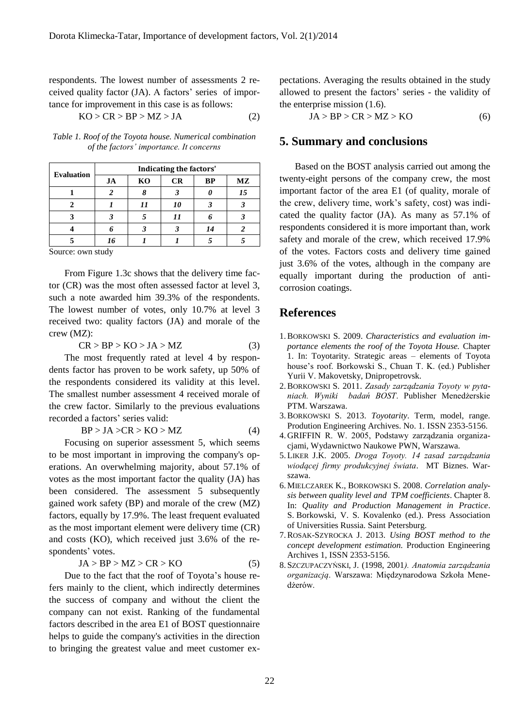respondents. The lowest number of assessments 2 received quality factor (JA). A factors' series of importance for improvement in this case is as follows:

$$KO > CR > BP > MZ > JA \quad (2)$$

*Table 1. Roof of the Toyota house. Numerical combination of the factors' importance. It concerns*

| Evaluation | Indicating the factors' | | | | |
|---|---|---|---|---|---|
| | JA | KO | CR | BP | MZ |
| 1 | *2* | *8* | *3* | *0* | *15* |
| 2 | *1* | *11* | *10* | *3* | *3* |
| 3 | *3* | *5* | *11* | *6* | *3* |
| 4 | *6* | *3* | *3* | *14* | *2* |
| 5 | *16* | *1* | *1* | *5* | *5* |

Source: own study

From Figure 1.3c shows that the delivery time factor (CR) was the most often assessed factor at level 3, such a note awarded him 39.3% of the respondents. The lowest number of votes, only 10.7% at level 3 received two: quality factors (JA) and morale of the crew (MZ):

$$CR > BP > KO > JA > MZ \quad (3)$$

The most frequently rated at level 4 by respondents factor has proven to be work safety, up 50% of the respondents considered its validity at this level. The smallest number assessment 4 received morale of the crew factor. Similarly to the previous evaluations recorded a factors' series valid:

$$BP > JA > CR > KO > MZ \quad (4)$$

Focusing on superior assessment 5, which seems to be most important in improving the company's operations. An overwhelming majority, about 57.1% of votes as the most important factor the quality (JA) has been considered. The assessment 5 subsequently gained work safety (BP) and morale of the crew (MZ) factors, equally by 17.9%. The least frequent evaluated as the most important element were delivery time (CR) and costs (KO), which received just 3.6% of the respondents' votes.

$$JA > BP > MZ > CR > KO \quad (5)$$

Due to the fact that the roof of Toyota's house refers mainly to the client, which indirectly determines the success of company and without the client the company can not exist. Ranking of the fundamental factors described in the area E1 of BOST questionnaire helps to guide the company's activities in the direction to bringing the greatest value and meet customer expectations. Averaging the results obtained in the study allowed to present the factors' series - the validity of the enterprise mission (1.6).

$$JA > BP > CR > MZ > KO \quad (6)$$

## 5. Summary and conclusions

Based on the BOST analysis carried out among the twenty-eight persons of the company crew, the most important factor of the area E1 (of quality, morale of the crew, delivery time, work's safety, cost) was indicated the quality factor (JA). As many as 57.1% of respondents considered it is more important than, work safety and morale of the crew, which received 17.9% of the votes. Factors costs and delivery time gained just 3.6% of the votes, although in the company are equally important during the production of anti-corrosion coatings.

## References

1. BORKOWSKI S. 2009. *Characteristics and evaluation importance elements the roof of the Toyota House.* Chapter 1. In: Toyotarity. Strategic areas – elements of Toyota house's roof. Borkowski S., Chuan T. K. (ed.) Publisher Yurii V. Makovetsky, Dnipropetrovsk.
2. BORKOWSKI S. 2011. *Zasady zarządzania Toyoty w pytaniach. Wyniki badań BOST*. Publisher Menedżerskie PTM. Warszawa.
3. BORKOWSKI S. 2013. *Toyotarity*. Term, model, range. Prodution Engineering Archives. No. 1. ISSN 2353-5156.
4. GRIFFIN R. W. 2005, Podstawy zarządzania organizacjami, Wydawnictwo Naukowe PWN, Warszawa.
5. LIKER J.K. 2005. *Droga Toyoty. 14 zasad zarządzania wiodącej firmy produkcyjnej świata*. MT Biznes. Warszawa.
6. MIELCZAREK K., BORKOWSKI S. 2008. *Correlation analysis between quality level and TPM coefficients*. Chapter 8. In: *Quality and Production Management in Practice*. S. Borkowski, V. S. Kovalenko (ed.). Press Association of Universities Russia. Saint Petersburg.
7. ROSAK-SZYROCKA J. 2013. *Using BOST method to the concept development estimation.* Production Engineering Archives 1, ISSN 2353-5156.
8. SZCZUPACZYŃSKI, J. (1998, 2001*). Anatomia zarządzania organizacją*. Warszawa: Międzynarodowa Szkoła Menedżerów.